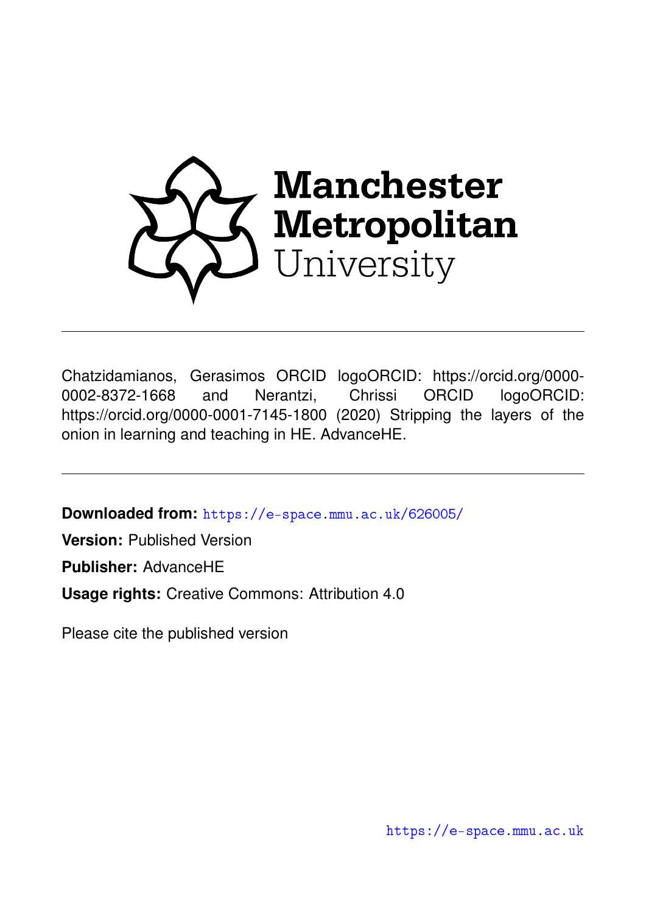Chatzidamianos, Gerasimos ORCID logoORCID: https://orcid.org/0000-0002-8372-1668 and Nerantzi, Chrissi ORCID logoORCID: https://orcid.org/0000-0001-7145-1800 (2020) Stripping the layers of the onion in learning and teaching in HE. AdvanceHE.

---

**Downloaded from:** https://e-space.mmu.ac.uk/626005/

**Version:** Published Version

**Publisher:** AdvanceHE

**Usage rights:** Creative Commons: Attribution 4.0

Please cite the published version

https://e-space.mmu.ac.uk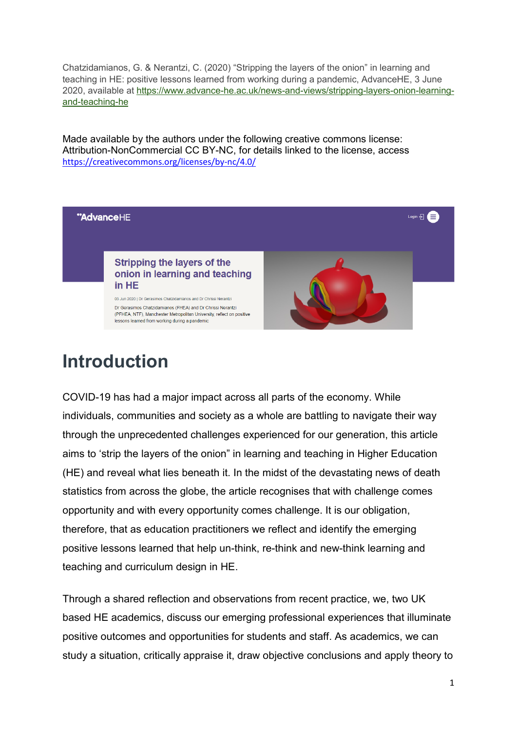Chatzidamianos, G. & Nerantzi, C. (2020) "Stripping the layers of the onion" in learning and teaching in HE: positive lessons learned from working during a pandemic, AdvanceHE, 3 June 2020, available at https://www.advance-he.ac.uk/news-and-views/stripping-layers-onion-learning-and-teaching-he

Made available by the authors under the following creative commons license: Attribution-NonCommercial CC BY-NC, for details linked to the license, access https://creativecommons.org/licenses/by-nc/4.0/

AdvanceHE

Login

Stripping the layers of the onion in learning and teaching in HE

03 Jun 2020 | Dr Gerasimos Chatzidamianos and Dr Chrissi Nerantzi

Dr Gerasimos Chatzidamianos (FHEA) and Dr Chrissi Nerantzi (PFHEA, NTF), Manchester Metropolitan University, reflect on positive lessons learned from working during a pandemic

# Introduction

COVID-19 has had a major impact across all parts of the economy. While individuals, communities and society as a whole are battling to navigate their way through the unprecedented challenges experienced for our generation, this article aims to 'strip the layers of the onion" in learning and teaching in Higher Education (HE) and reveal what lies beneath it. In the midst of the devastating news of death statistics from across the globe, the article recognises that with challenge comes opportunity and with every opportunity comes challenge. It is our obligation, therefore, that as education practitioners we reflect and identify the emerging positive lessons learned that help un-think, re-think and new-think learning and teaching and curriculum design in HE.

Through a shared reflection and observations from recent practice, we, two UK based HE academics, discuss our emerging professional experiences that illuminate positive outcomes and opportunities for students and staff. As academics, we can study a situation, critically appraise it, draw objective conclusions and apply theory to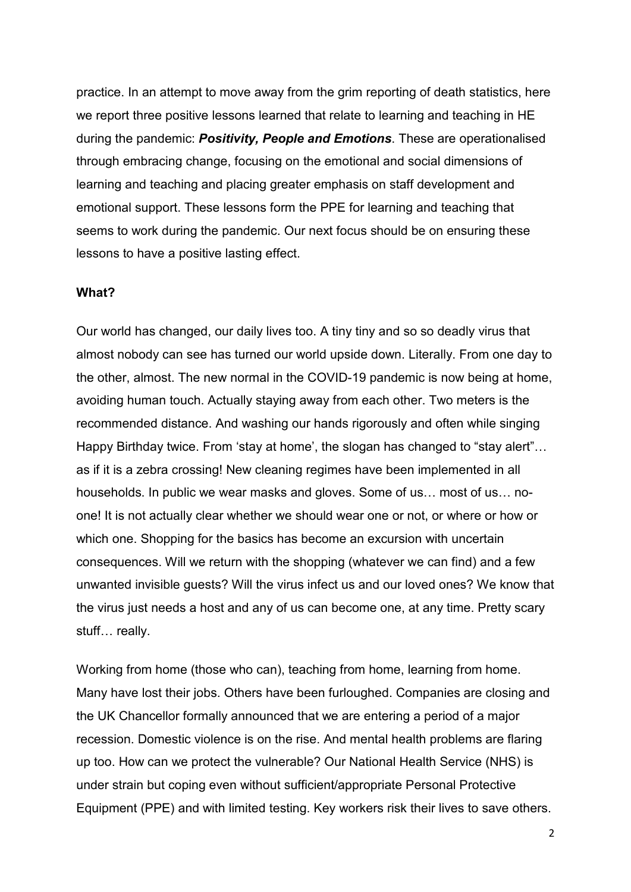practice. In an attempt to move away from the grim reporting of death statistics, here we report three positive lessons learned that relate to learning and teaching in HE during the pandemic: ***Positivity, People and Emotions***. These are operationalised through embracing change, focusing on the emotional and social dimensions of learning and teaching and placing greater emphasis on staff development and emotional support. These lessons form the PPE for learning and teaching that seems to work during the pandemic. Our next focus should be on ensuring these lessons to have a positive lasting effect.

**What?**

Our world has changed, our daily lives too. A tiny tiny and so so deadly virus that almost nobody can see has turned our world upside down. Literally. From one day to the other, almost. The new normal in the COVID-19 pandemic is now being at home, avoiding human touch. Actually staying away from each other. Two meters is the recommended distance. And washing our hands rigorously and often while singing Happy Birthday twice. From 'stay at home', the slogan has changed to "stay alert"… as if it is a zebra crossing! New cleaning regimes have been implemented in all households. In public we wear masks and gloves. Some of us… most of us… no-one! It is not actually clear whether we should wear one or not, or where or how or which one. Shopping for the basics has become an excursion with uncertain consequences. Will we return with the shopping (whatever we can find) and a few unwanted invisible guests? Will the virus infect us and our loved ones? We know that the virus just needs a host and any of us can become one, at any time. Pretty scary stuff… really.

Working from home (those who can), teaching from home, learning from home. Many have lost their jobs. Others have been furloughed. Companies are closing and the UK Chancellor formally announced that we are entering a period of a major recession. Domestic violence is on the rise. And mental health problems are flaring up too. How can we protect the vulnerable? Our National Health Service (NHS) is under strain but coping even without sufficient/appropriate Personal Protective Equipment (PPE) and with limited testing. Key workers risk their lives to save others.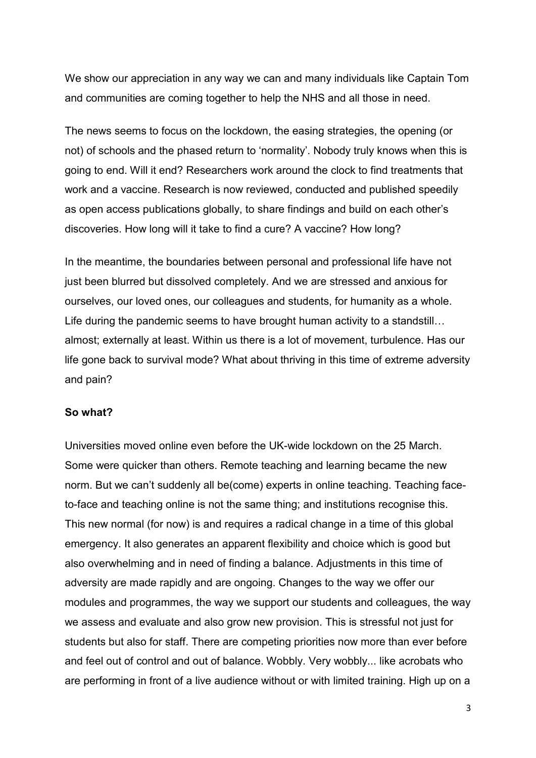We show our appreciation in any way we can and many individuals like Captain Tom and communities are coming together to help the NHS and all those in need.

The news seems to focus on the lockdown, the easing strategies, the opening (or not) of schools and the phased return to 'normality'. Nobody truly knows when this is going to end. Will it end? Researchers work around the clock to find treatments that work and a vaccine. Research is now reviewed, conducted and published speedily as open access publications globally, to share findings and build on each other's discoveries. How long will it take to find a cure? A vaccine? How long?

In the meantime, the boundaries between personal and professional life have not just been blurred but dissolved completely. And we are stressed and anxious for ourselves, our loved ones, our colleagues and students, for humanity as a whole. Life during the pandemic seems to have brought human activity to a standstill… almost; externally at least. Within us there is a lot of movement, turbulence. Has our life gone back to survival mode? What about thriving in this time of extreme adversity and pain?

**So what?**

Universities moved online even before the UK-wide lockdown on the 25 March. Some were quicker than others. Remote teaching and learning became the new norm. But we can't suddenly all be(come) experts in online teaching. Teaching face-to-face and teaching online is not the same thing; and institutions recognise this. This new normal (for now) is and requires a radical change in a time of this global emergency. It also generates an apparent flexibility and choice which is good but also overwhelming and in need of finding a balance. Adjustments in this time of adversity are made rapidly and are ongoing. Changes to the way we offer our modules and programmes, the way we support our students and colleagues, the way we assess and evaluate and also grow new provision. This is stressful not just for students but also for staff. There are competing priorities now more than ever before and feel out of control and out of balance. Wobbly. Very wobbly... like acrobats who are performing in front of a live audience without or with limited training. High up on a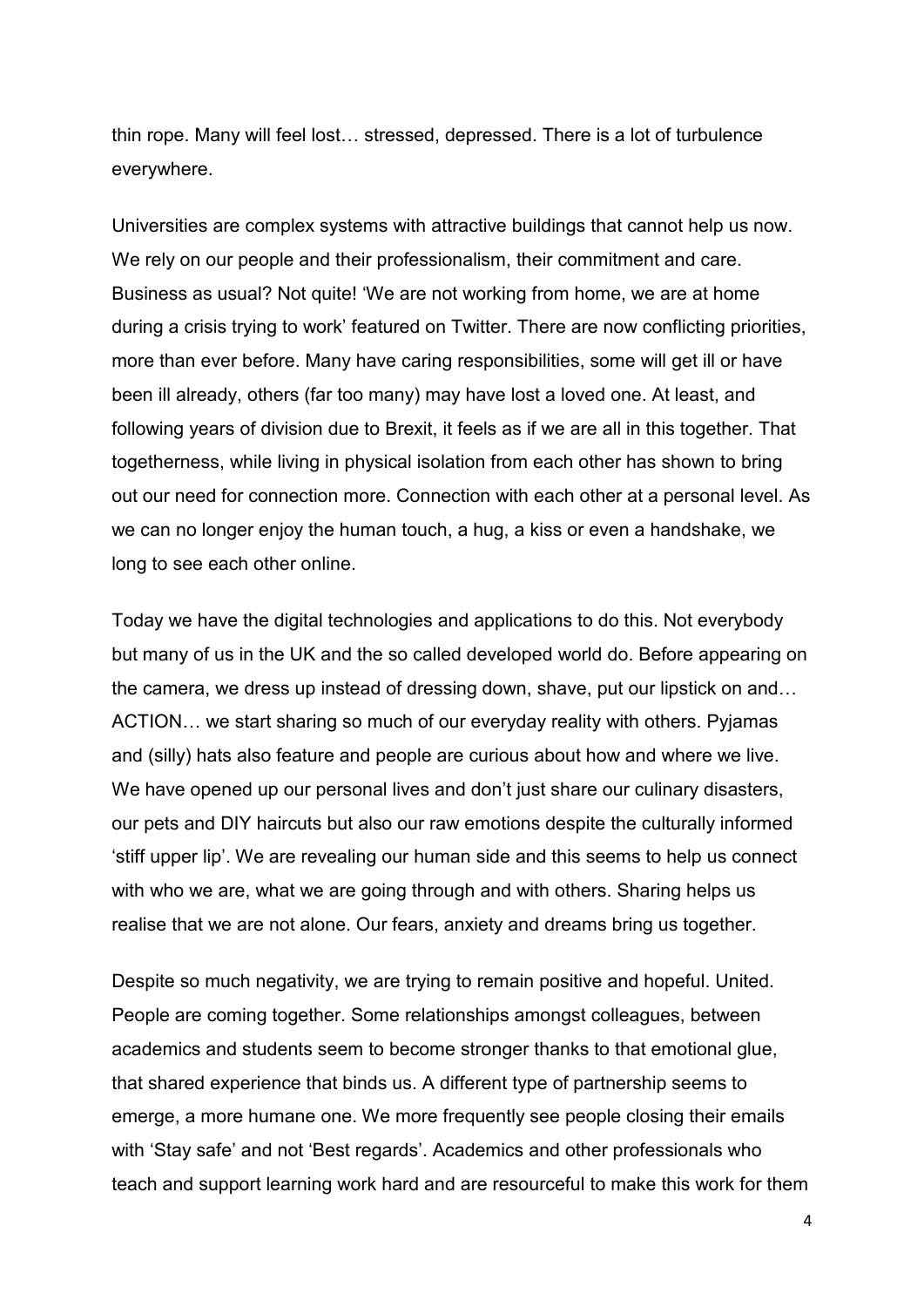thin rope. Many will feel lost… stressed, depressed. There is a lot of turbulence everywhere.

Universities are complex systems with attractive buildings that cannot help us now. We rely on our people and their professionalism, their commitment and care. Business as usual? Not quite! 'We are not working from home, we are at home during a crisis trying to work' featured on Twitter. There are now conflicting priorities, more than ever before. Many have caring responsibilities, some will get ill or have been ill already, others (far too many) may have lost a loved one. At least, and following years of division due to Brexit, it feels as if we are all in this together. That togetherness, while living in physical isolation from each other has shown to bring out our need for connection more. Connection with each other at a personal level. As we can no longer enjoy the human touch, a hug, a kiss or even a handshake, we long to see each other online.

Today we have the digital technologies and applications to do this. Not everybody but many of us in the UK and the so called developed world do. Before appearing on the camera, we dress up instead of dressing down, shave, put our lipstick on and… ACTION… we start sharing so much of our everyday reality with others. Pyjamas and (silly) hats also feature and people are curious about how and where we live. We have opened up our personal lives and don't just share our culinary disasters, our pets and DIY haircuts but also our raw emotions despite the culturally informed 'stiff upper lip'. We are revealing our human side and this seems to help us connect with who we are, what we are going through and with others. Sharing helps us realise that we are not alone. Our fears, anxiety and dreams bring us together.

Despite so much negativity, we are trying to remain positive and hopeful. United. People are coming together. Some relationships amongst colleagues, between academics and students seem to become stronger thanks to that emotional glue, that shared experience that binds us. A different type of partnership seems to emerge, a more humane one. We more frequently see people closing their emails with 'Stay safe' and not 'Best regards'. Academics and other professionals who teach and support learning work hard and are resourceful to make this work for them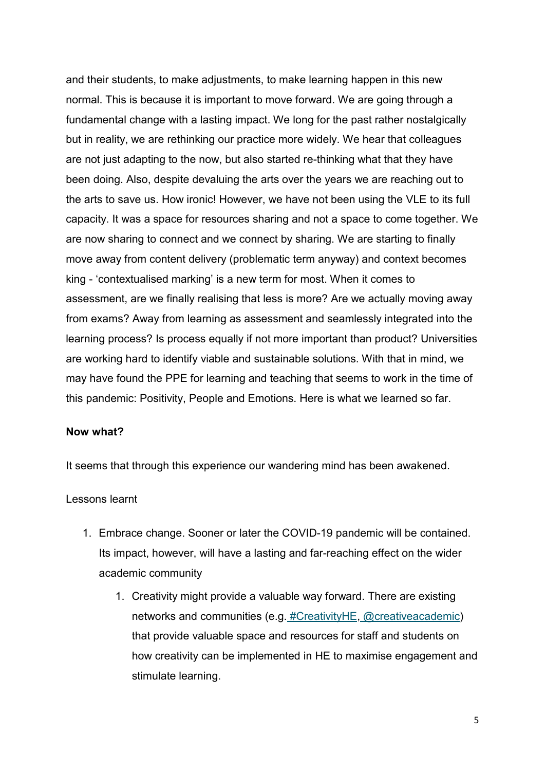and their students, to make adjustments, to make learning happen in this new normal. This is because it is important to move forward. We are going through a fundamental change with a lasting impact. We long for the past rather nostalgically but in reality, we are rethinking our practice more widely. We hear that colleagues are not just adapting to the now, but also started re-thinking what that they have been doing. Also, despite devaluing the arts over the years we are reaching out to the arts to save us. How ironic! However, we have not been using the VLE to its full capacity. It was a space for resources sharing and not a space to come together. We are now sharing to connect and we connect by sharing. We are starting to finally move away from content delivery (problematic term anyway) and context becomes king - 'contextualised marking' is a new term for most. When it comes to assessment, are we finally realising that less is more? Are we actually moving away from exams? Away from learning as assessment and seamlessly integrated into the learning process? Is process equally if not more important than product? Universities are working hard to identify viable and sustainable solutions. With that in mind, we may have found the PPE for learning and teaching that seems to work in the time of this pandemic: Positivity, People and Emotions. Here is what we learned so far.

**Now what?**

It seems that through this experience our wandering mind has been awakened.

Lessons learnt

1. Embrace change. Sooner or later the COVID-19 pandemic will be contained. Its impact, however, will have a lasting and far-reaching effect on the wider academic community
    1. Creativity might provide a valuable way forward. There are existing networks and communities (e.g. #CreativityHE, @creativeacademic) that provide valuable space and resources for staff and students on how creativity can be implemented in HE to maximise engagement and stimulate learning.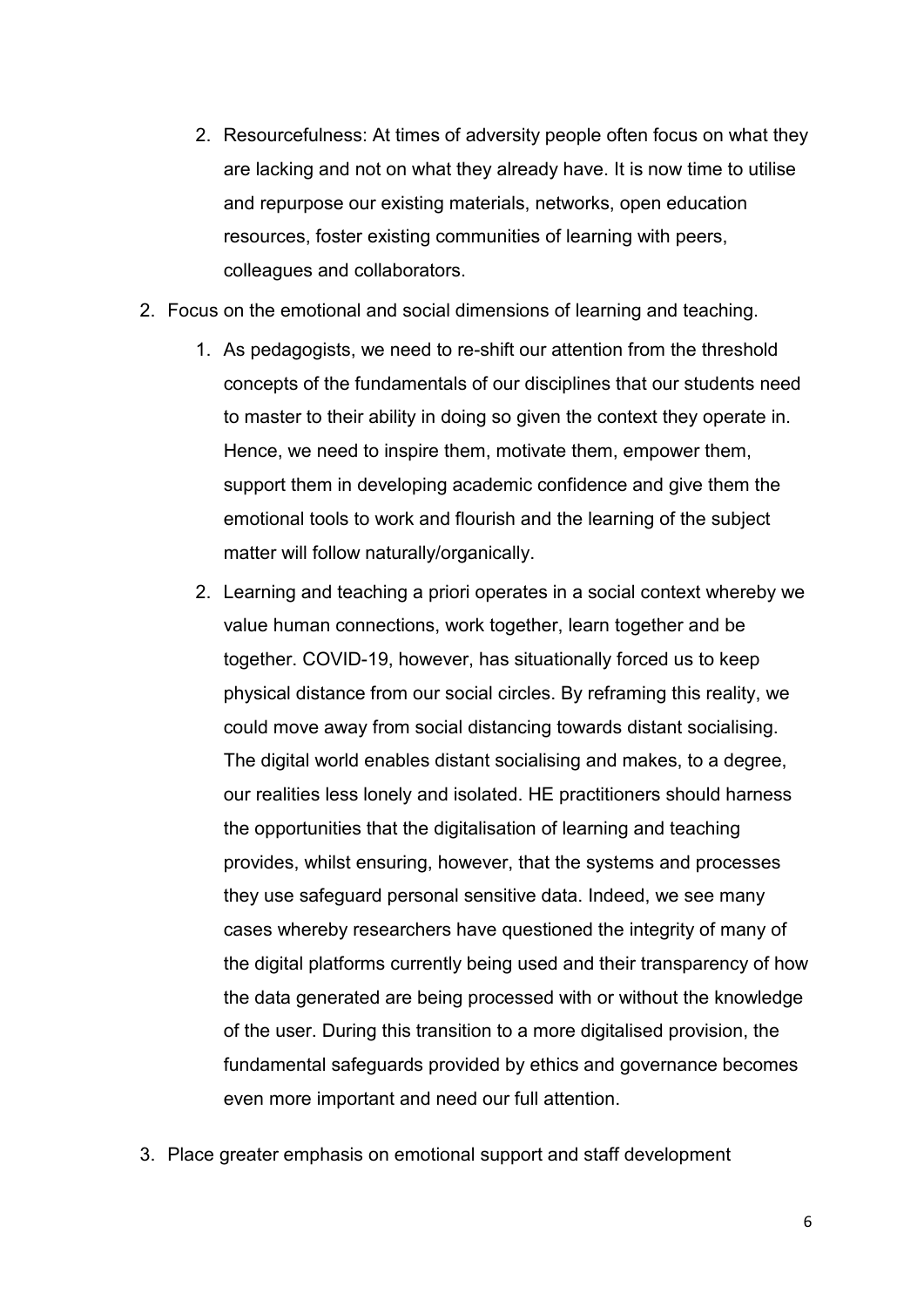2. Resourcefulness: At times of adversity people often focus on what they are lacking and not on what they already have. It is now time to utilise and repurpose our existing materials, networks, open education resources, foster existing communities of learning with peers, colleagues and collaborators.

2. Focus on the emotional and social dimensions of learning and teaching.

    1. As pedagogists, we need to re-shift our attention from the threshold concepts of the fundamentals of our disciplines that our students need to master to their ability in doing so given the context they operate in. Hence, we need to inspire them, motivate them, empower them, support them in developing academic confidence and give them the emotional tools to work and flourish and the learning of the subject matter will follow naturally/organically.
    2. Learning and teaching a priori operates in a social context whereby we value human connections, work together, learn together and be together. COVID-19, however, has situationally forced us to keep physical distance from our social circles. By reframing this reality, we could move away from social distancing towards distant socialising. The digital world enables distant socialising and makes, to a degree, our realities less lonely and isolated. HE practitioners should harness the opportunities that the digitalisation of learning and teaching provides, whilst ensuring, however, that the systems and processes they use safeguard personal sensitive data. Indeed, we see many cases whereby researchers have questioned the integrity of many of the digital platforms currently being used and their transparency of how the data generated are being processed with or without the knowledge of the user. During this transition to a more digitalised provision, the fundamental safeguards provided by ethics and governance becomes even more important and need our full attention.

3. Place greater emphasis on emotional support and staff development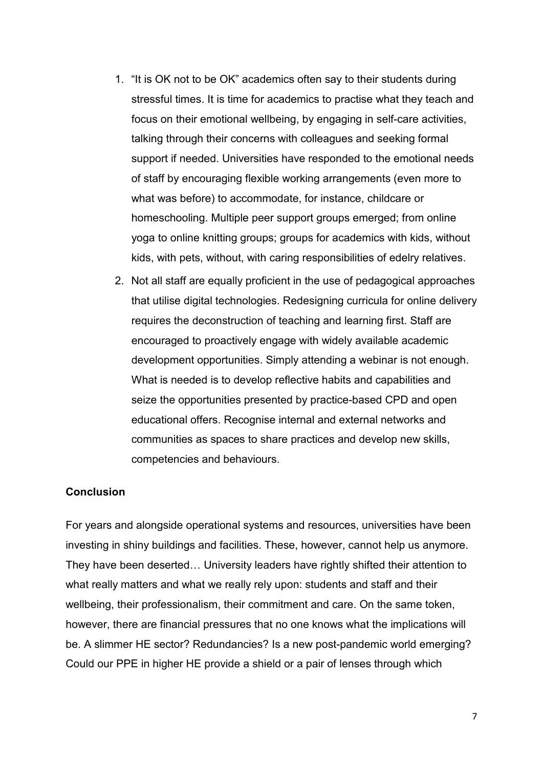1. “It is OK not to be OK” academics often say to their students during stressful times. It is time for academics to practise what they teach and focus on their emotional wellbeing, by engaging in self-care activities, talking through their concerns with colleagues and seeking formal support if needed. Universities have responded to the emotional needs of staff by encouraging flexible working arrangements (even more to what was before) to accommodate, for instance, childcare or homeschooling. Multiple peer support groups emerged; from online yoga to online knitting groups; groups for academics with kids, without kids, with pets, without, with caring responsibilities of edelry relatives.
2. Not all staff are equally proficient in the use of pedagogical approaches that utilise digital technologies. Redesigning curricula for online delivery requires the deconstruction of teaching and learning first. Staff are encouraged to proactively engage with widely available academic development opportunities. Simply attending a webinar is not enough. What is needed is to develop reflective habits and capabilities and seize the opportunities presented by practice-based CPD and open educational offers. Recognise internal and external networks and communities as spaces to share practices and develop new skills, competencies and behaviours.

**Conclusion**

For years and alongside operational systems and resources, universities have been investing in shiny buildings and facilities. These, however, cannot help us anymore. They have been deserted… University leaders have rightly shifted their attention to what really matters and what we really rely upon: students and staff and their wellbeing, their professionalism, their commitment and care. On the same token, however, there are financial pressures that no one knows what the implications will be. A slimmer HE sector? Redundancies? Is a new post-pandemic world emerging? Could our PPE in higher HE provide a shield or a pair of lenses through which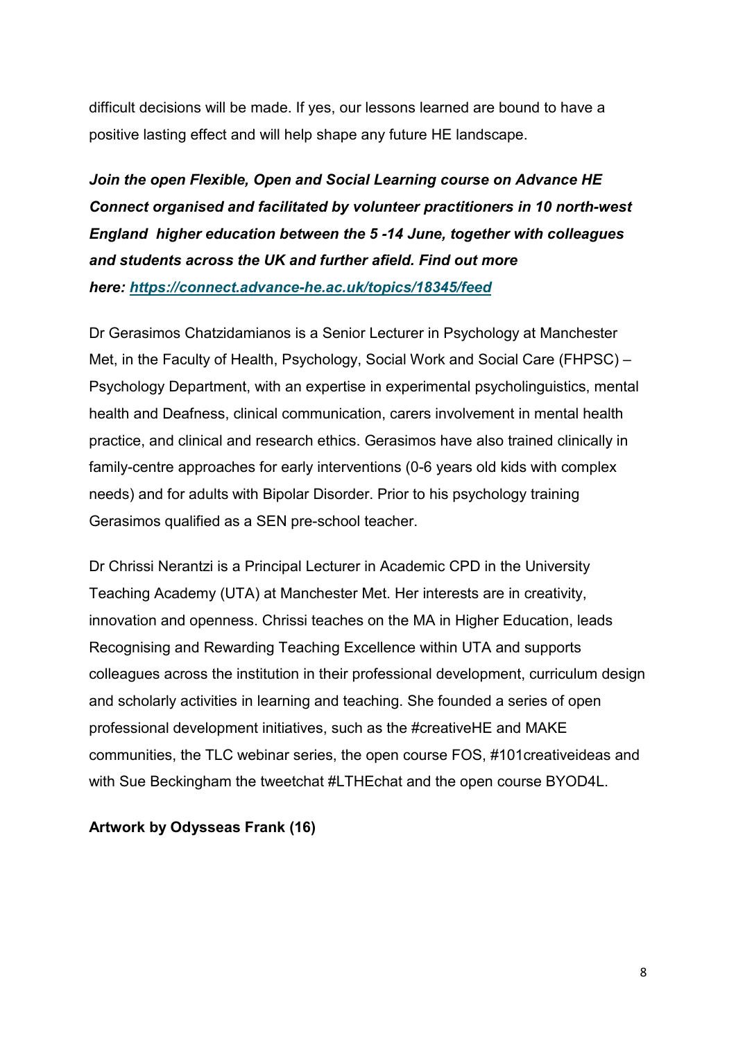difficult decisions will be made. If yes, our lessons learned are bound to have a positive lasting effect and will help shape any future HE landscape.

***Join the open Flexible, Open and Social Learning course on Advance HE Connect organised and facilitated by volunteer practitioners in 10 north-west England higher education between the 5 -14 June, together with colleagues and students across the UK and further afield. Find out more here: [https://connect.advance-he.ac.uk/topics/18345/feed](https://connect.advance-he.ac.uk/topics/18345/feed)***

Dr Gerasimos Chatzidamianos is a Senior Lecturer in Psychology at Manchester Met, in the Faculty of Health, Psychology, Social Work and Social Care (FHPSC) – Psychology Department, with an expertise in experimental psycholinguistics, mental health and Deafness, clinical communication, carers involvement in mental health practice, and clinical and research ethics. Gerasimos have also trained clinically in family-centre approaches for early interventions (0-6 years old kids with complex needs) and for adults with Bipolar Disorder. Prior to his psychology training Gerasimos qualified as a SEN pre-school teacher.

Dr Chrissi Nerantzi is a Principal Lecturer in Academic CPD in the University Teaching Academy (UTA) at Manchester Met. Her interests are in creativity, innovation and openness. Chrissi teaches on the MA in Higher Education, leads Recognising and Rewarding Teaching Excellence within UTA and supports colleagues across the institution in their professional development, curriculum design and scholarly activities in learning and teaching. She founded a series of open professional development initiatives, such as the #creativeHE and MAKE communities, the TLC webinar series, the open course FOS, #101creativeideas and with Sue Beckingham the tweetchat #LTHEchat and the open course BYOD4L.

**Artwork by Odysseas Frank (16)**